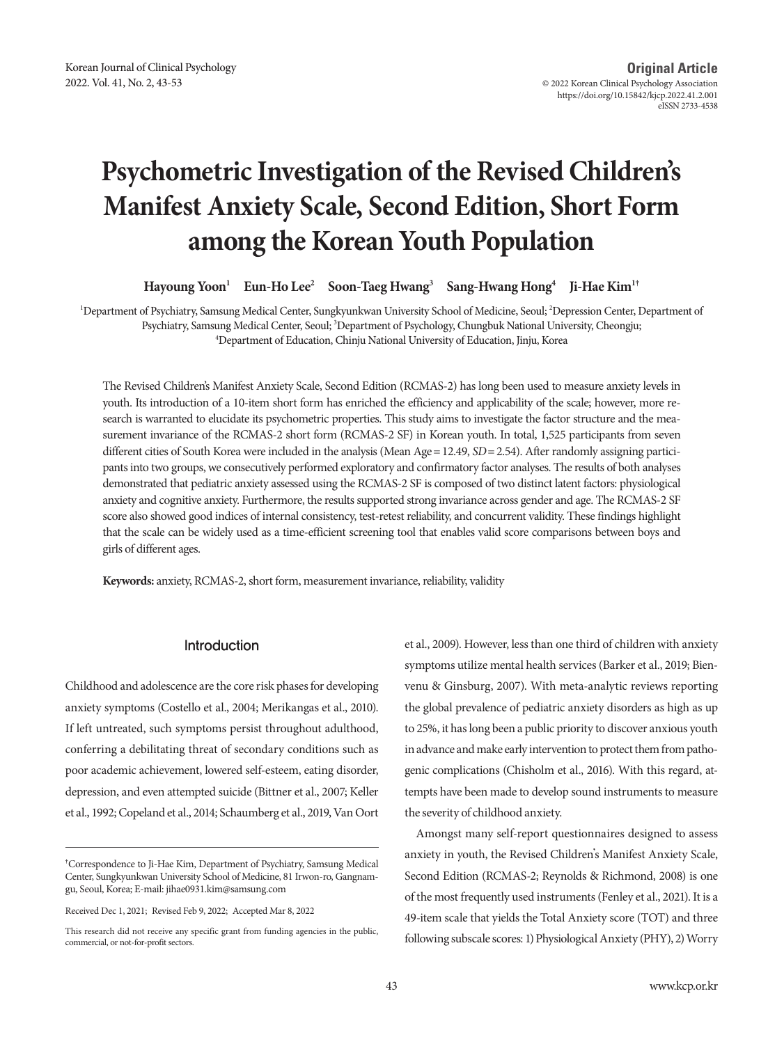**Original Article**

© 2022 Korean Clinical Psychology Association
https://doi.org/10.15842/kjcp.2022.41.2.001
eISSN 2733-4538

# Psychometric Investigation of the Revised Children's Manifest Anxiety Scale, Second Edition, Short Form among the Korean Youth Population

**Hayoung Yoon[1] Eun-Ho Lee[2] Soon-Taeg Hwang[3] Sang-Hwang Hong[4] Ji-Hae Kim[1†]**

[1]Department of Psychiatry, Samsung Medical Center, Sungkyunkwan University School of Medicine, Seoul; [2]Depression Center, Department of Psychiatry, Samsung Medical Center, Seoul; [3]Department of Psychology, Chungbuk National University, Cheongju; [4]Department of Education, Chinju National University of Education, Jinju, Korea

The Revised Children's Manifest Anxiety Scale, Second Edition (RCMAS-2) has long been used to measure anxiety levels in youth. Its introduction of a 10-item short form has enriched the efficiency and applicability of the scale; however, more research is warranted to elucidate its psychometric properties. This study aims to investigate the factor structure and the measurement invariance of the RCMAS-2 short form (RCMAS-2 SF) in Korean youth. In total, 1,525 participants from seven different cities of South Korea were included in the analysis (Mean Age = 12.49, *SD* = 2.54). After randomly assigning participants into two groups, we consecutively performed exploratory and confirmatory factor analyses. The results of both analyses demonstrated that pediatric anxiety assessed using the RCMAS-2 SF is composed of two distinct latent factors: physiological anxiety and cognitive anxiety. Furthermore, the results supported strong invariance across gender and age. The RCMAS-2 SF score also showed good indices of internal consistency, test-retest reliability, and concurrent validity. These findings highlight that the scale can be widely used as a time-efficient screening tool that enables valid score comparisons between boys and girls of different ages.

**Keywords:** anxiety, RCMAS-2, short form, measurement invariance, reliability, validity

## Introduction

Childhood and adolescence are the core risk phases for developing anxiety symptoms (Costello et al., 2004; Merikangas et al., 2010). If left untreated, such symptoms persist throughout adulthood, conferring a debilitating threat of secondary conditions such as poor academic achievement, lowered self-esteem, eating disorder, depression, and even attempted suicide (Bittner et al., 2007; Keller et al., 1992; Copeland et al., 2014; Schaumberg et al., 2019, Van Oort et al., 2009). However, less than one third of children with anxiety symptoms utilize mental health services (Barker et al., 2019; Bienvenu & Ginsburg, 2007). With meta-analytic reviews reporting the global prevalence of pediatric anxiety disorders as high as up to 25%, it has long been a public priority to discover anxious youth in advance and make early intervention to protect them from pathogenic complications (Chisholm et al., 2016). With this regard, attempts have been made to develop sound instruments to measure the severity of childhood anxiety.

Amongst many self-report questionnaires designed to assess anxiety in youth, the Revised Children's Manifest Anxiety Scale, Second Edition (RCMAS-2; Reynolds & Richmond, 2008) is one of the most frequently used instruments (Fenley et al., 2021). It is a 49-item scale that yields the Total Anxiety score (TOT) and three following subscale scores: 1) Physiological Anxiety (PHY), 2) Worry

---

[†]Correspondence to Ji-Hae Kim, Department of Psychiatry, Samsung Medical Center, Sungkyunkwan University School of Medicine, 81 Irwon-ro, Gangnam-gu, Seoul, Korea; E-mail: jihae0931.kim@samsung.com

Received Dec 1, 2021; Revised Feb 9, 2022; Accepted Mar 8, 2022

This research did not receive any specific grant from funding agencies in the public, commercial, or not-for-profit sectors.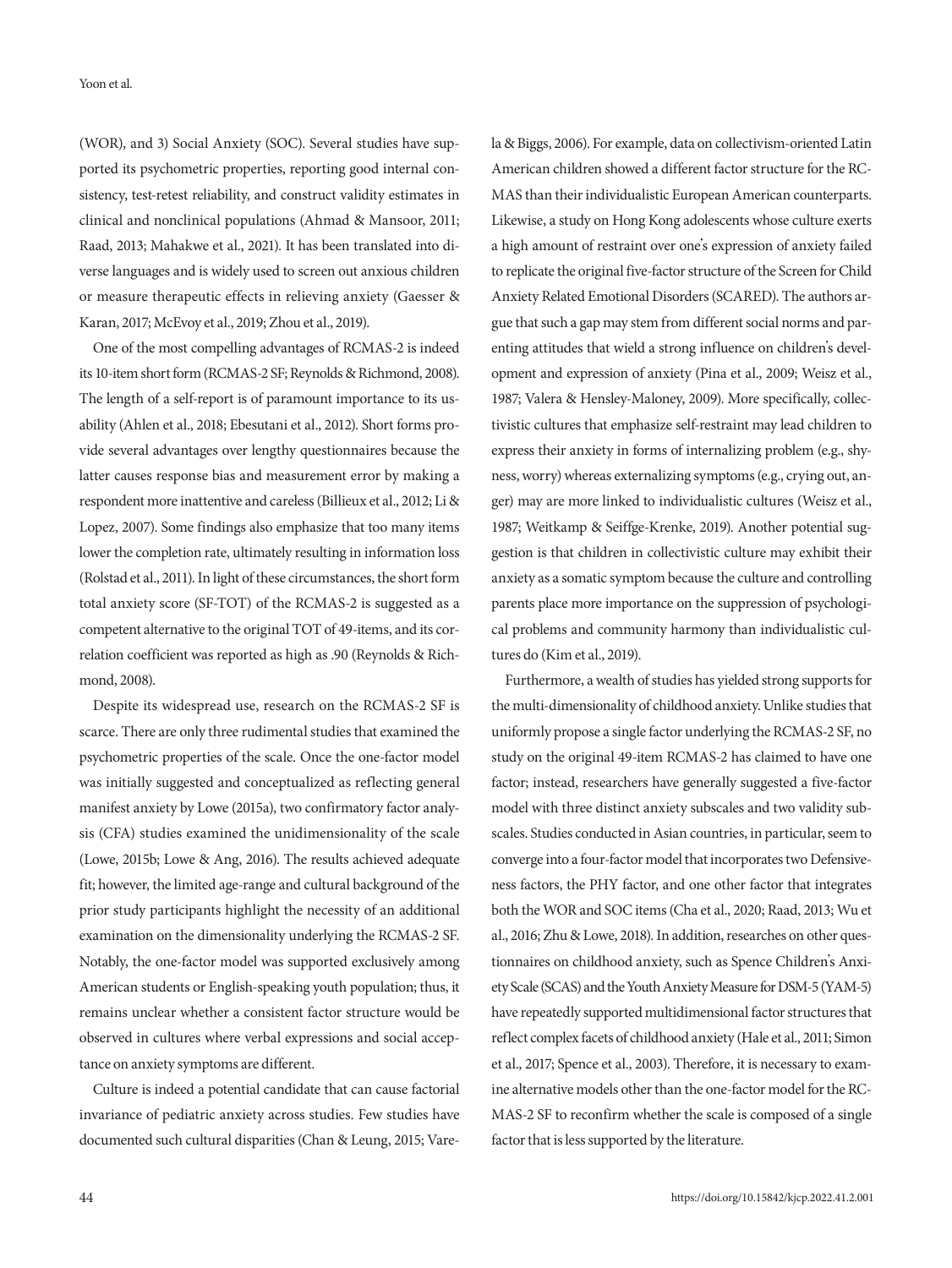(WOR), and 3) Social Anxiety (SOC). Several studies have supported its psychometric properties, reporting good internal consistency, test-retest reliability, and construct validity estimates in clinical and nonclinical populations (Ahmad & Mansoor, 2011; Raad, 2013; Mahakwe et al., 2021). It has been translated into diverse languages and is widely used to screen out anxious children or measure therapeutic effects in relieving anxiety (Gaesser & Karan, 2017; McEvoy et al., 2019; Zhou et al., 2019).

One of the most compelling advantages of RCMAS-2 is indeed its 10-item short form (RCMAS-2 SF; Reynolds & Richmond, 2008). The length of a self-report is of paramount importance to its usability (Ahlen et al., 2018; Ebesutani et al., 2012). Short forms provide several advantages over lengthy questionnaires because the latter causes response bias and measurement error by making a respondent more inattentive and careless (Billieux et al., 2012; Li & Lopez, 2007). Some findings also emphasize that too many items lower the completion rate, ultimately resulting in information loss (Rolstad et al., 2011). In light of these circumstances, the short form total anxiety score (SF-TOT) of the RCMAS-2 is suggested as a competent alternative to the original TOT of 49-items, and its correlation coefficient was reported as high as .90 (Reynolds & Richmond, 2008).

Despite its widespread use, research on the RCMAS-2 SF is scarce. There are only three rudimental studies that examined the psychometric properties of the scale. Once the one-factor model was initially suggested and conceptualized as reflecting general manifest anxiety by Lowe (2015a), two confirmatory factor analysis (CFA) studies examined the unidimensionality of the scale (Lowe, 2015b; Lowe & Ang, 2016). The results achieved adequate fit; however, the limited age-range and cultural background of the prior study participants highlight the necessity of an additional examination on the dimensionality underlying the RCMAS-2 SF. Notably, the one-factor model was supported exclusively among American students or English-speaking youth population; thus, it remains unclear whether a consistent factor structure would be observed in cultures where verbal expressions and social acceptance on anxiety symptoms are different.

Culture is indeed a potential candidate that can cause factorial invariance of pediatric anxiety across studies. Few studies have documented such cultural disparities (Chan & Leung, 2015; Varela & Biggs, 2006). For example, data on collectivism-oriented Latin American children showed a different factor structure for the RCMAS than their individualistic European American counterparts. Likewise, a study on Hong Kong adolescents whose culture exerts a high amount of restraint over one's expression of anxiety failed to replicate the original five-factor structure of the Screen for Child Anxiety Related Emotional Disorders (SCARED). The authors argue that such a gap may stem from different social norms and parenting attitudes that wield a strong influence on children's development and expression of anxiety (Pina et al., 2009; Weisz et al., 1987; Valera & Hensley-Maloney, 2009). More specifically, collectivistic cultures that emphasize self-restraint may lead children to express their anxiety in forms of internalizing problem (e.g., shyness, worry) whereas externalizing symptoms (e.g., crying out, anger) may are more linked to individualistic cultures (Weisz et al., 1987; Weitkamp & Seiffge-Krenke, 2019). Another potential suggestion is that children in collectivistic culture may exhibit their anxiety as a somatic symptom because the culture and controlling parents place more importance on the suppression of psychological problems and community harmony than individualistic cultures do (Kim et al., 2019).

Furthermore, a wealth of studies has yielded strong supports for the multi-dimensionality of childhood anxiety. Unlike studies that uniformly propose a single factor underlying the RCMAS-2 SF, no study on the original 49-item RCMAS-2 has claimed to have one factor; instead, researchers have generally suggested a five-factor model with three distinct anxiety subscales and two validity subscales. Studies conducted in Asian countries, in particular, seem to converge into a four-factor model that incorporates two Defensiveness factors, the PHY factor, and one other factor that integrates both the WOR and SOC items (Cha et al., 2020; Raad, 2013; Wu et al., 2016; Zhu & Lowe, 2018). In addition, researches on other questionnaires on childhood anxiety, such as Spence Children's Anxiety Scale (SCAS) and the Youth Anxiety Measure for DSM-5 (YAM-5) have repeatedly supported multidimensional factor structures that reflect complex facets of childhood anxiety (Hale et al., 2011; Simon et al., 2017; Spence et al., 2003). Therefore, it is necessary to examine alternative models other than the one-factor model for the RCMAS-2 SF to reconfirm whether the scale is composed of a single factor that is less supported by the literature.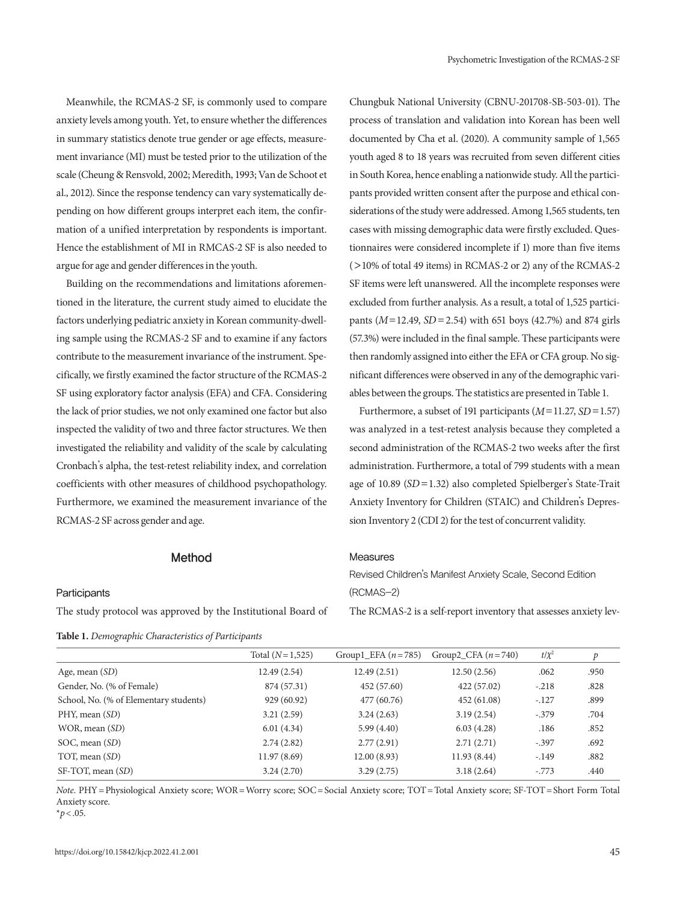Meanwhile, the RCMAS-2 SF, is commonly used to compare anxiety levels among youth. Yet, to ensure whether the differences in summary statistics denote true gender or age effects, measurement invariance (MI) must be tested prior to the utilization of the scale (Cheung & Rensvold, 2002; Meredith, 1993; Van de Schoot et al., 2012). Since the response tendency can vary systematically depending on how different groups interpret each item, the confirmation of a unified interpretation by respondents is important. Hence the establishment of MI in RMCAS-2 SF is also needed to argue for age and gender differences in the youth.

Building on the recommendations and limitations aforementioned in the literature, the current study aimed to elucidate the factors underlying pediatric anxiety in Korean community-dwelling sample using the RCMAS-2 SF and to examine if any factors contribute to the measurement invariance of the instrument. Specifically, we firstly examined the factor structure of the RCMAS-2 SF using exploratory factor analysis (EFA) and CFA. Considering the lack of prior studies, we not only examined one factor but also inspected the validity of two and three factor structures. We then investigated the reliability and validity of the scale by calculating Cronbach's alpha, the test-retest reliability index, and correlation coefficients with other measures of childhood psychopathology. Furthermore, we examined the measurement invariance of the RCMAS-2 SF across gender and age.

## Method

### Participants

The study protocol was approved by the Institutional Board of Chungbuk National University (CBNU-201708-SB-503-01). The process of translation and validation into Korean has been well documented by Cha et al. (2020). A community sample of 1,565 youth aged 8 to 18 years was recruited from seven different cities in South Korea, hence enabling a nationwide study. All the participants provided written consent after the purpose and ethical considerations of the study were addressed. Among 1,565 students, ten cases with missing demographic data were firstly excluded. Questionnaires were considered incomplete if 1) more than five items (>10% of total 49 items) in RCMAS-2 or 2) any of the RCMAS-2 SF items were left unanswered. All the incomplete responses were excluded from further analysis. As a result, a total of 1,525 participants ($M$=12.49, $SD$=2.54) with 651 boys (42.7%) and 874 girls (57.3%) were included in the final sample. These participants were then randomly assigned into either the EFA or CFA group. No significant differences were observed in any of the demographic variables between the groups. The statistics are presented in Table 1.

Furthermore, a subset of 191 participants ($M$=11.27, $SD$=1.57) was analyzed in a test-retest analysis because they completed a second administration of the RCMAS-2 two weeks after the first administration. Furthermore, a total of 799 students with a mean age of 10.89 ($SD$=1.32) also completed Spielberger's State-Trait Anxiety Inventory for Children (STAIC) and Children's Depression Inventory 2 (CDI 2) for the test of concurrent validity.

### Measures

#### Revised Children's Manifest Anxiety Scale, Second Edition (RCMAS–2)

The RCMAS-2 is a self-report inventory that assesses anxiety lev-

**Table 1.** *Demographic Characteristics of Participants*

| | Total ($N$=1,525) | Group1_EFA ($n$=785) | Group2_CFA ($n$=740) | $t/\chi^2$ | $p$ |
|---|---|---|---|---|---|
| Age, mean ($SD$) | 12.49 (2.54) | 12.49 (2.51) | 12.50 (2.56) | .062 | .950 |
| Gender, No. (% of Female) | 874 (57.31) | 452 (57.60) | 422 (57.02) | -.218 | .828 |
| School, No. (% of Elementary students) | 929 (60.92) | 477 (60.76) | 452 (61.08) | -.127 | .899 |
| PHY, mean ($SD$) | 3.21 (2.59) | 3.24 (2.63) | 3.19 (2.54) | -.379 | .704 |
| WOR, mean ($SD$) | 6.01 (4.34) | 5.99 (4.40) | 6.03 (4.28) | .186 | .852 |
| SOC, mean ($SD$) | 2.74 (2.82) | 2.77 (2.91) | 2.71 (2.71) | -.397 | .692 |
| TOT, mean ($SD$) | 11.97 (8.69) | 12.00 (8.93) | 11.93 (8.44) | -.149 | .882 |
| SF-TOT, mean ($SD$) | 3.24 (2.70) | 3.29 (2.75) | 3.18 (2.64) | -.773 | .440 |

*Note.* PHY = Physiological Anxiety score; WOR = Worry score; SOC = Social Anxiety score; TOT = Total Anxiety score; SF-TOT = Short Form Total Anxiety score.
*$p$ < .05.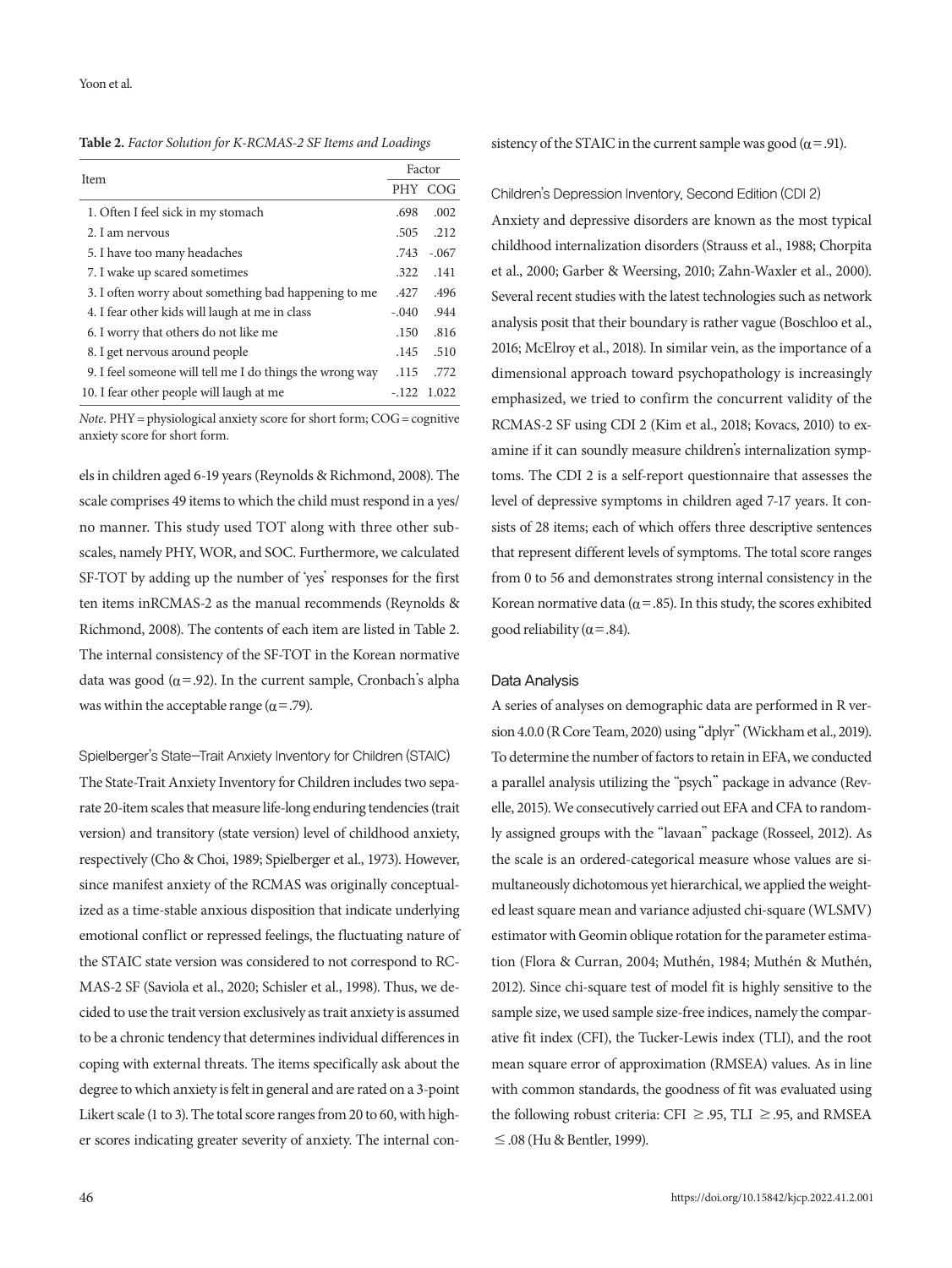**Table 2.** *Factor Solution for K-RCMAS-2 SF Items and Loadings*

| Item | Factor | |
|---|---|---|
| | PHY | COG |
| 1. Often I feel sick in my stomach | .698 | .002 |
| 2. I am nervous | .505 | .212 |
| 5. I have too many headaches | .743 | -.067 |
| 7. I wake up scared sometimes | .322 | .141 |
| 3. I often worry about something bad happening to me | .427 | .496 |
| 4. I fear other kids will laugh at me in class | -.040 | .944 |
| 6. I worry that others do not like me | .150 | .816 |
| 8. I get nervous around people | .145 | .510 |
| 9. I feel someone will tell me I do things the wrong way | .115 | .772 |
| 10. I fear other people will laugh at me | -.122 | 1.022 |

*Note*. PHY = physiological anxiety score for short form; COG = cognitive anxiety score for short form.

els in children aged 6-19 years (Reynolds & Richmond, 2008). The scale comprises 49 items to which the child must respond in a yes/no manner. This study used TOT along with three other subscales, namely PHY, WOR, and SOC. Furthermore, we calculated SF-TOT by adding up the number of 'yes' responses for the first ten items inRCMAS-2 as the manual recommends (Reynolds & Richmond, 2008). The contents of each item are listed in Table 2. The internal consistency of the SF-TOT in the Korean normative data was good ($\alpha = .92$). In the current sample, Cronbach's alpha was within the acceptable range ($\alpha = .79$).

### Spielberger's State–Trait Anxiety Inventory for Children (STAIC)

The State-Trait Anxiety Inventory for Children includes two separate 20-item scales that measure life-long enduring tendencies (trait version) and transitory (state version) level of childhood anxiety, respectively (Cho & Choi, 1989; Spielberger et al., 1973). However, since manifest anxiety of the RCMAS was originally conceptualized as a time-stable anxious disposition that indicate underlying emotional conflict or repressed feelings, the fluctuating nature of the STAIC state version was considered to not correspond to RCMAS-2 SF (Saviola et al., 2020; Schisler et al., 1998). Thus, we decided to use the trait version exclusively as trait anxiety is assumed to be a chronic tendency that determines individual differences in coping with external threats. The items specifically ask about the degree to which anxiety is felt in general and are rated on a 3-point Likert scale (1 to 3). The total score ranges from 20 to 60, with higher scores indicating greater severity of anxiety. The internal consistency of the STAIC in the current sample was good ($\alpha = .91$).

### Children's Depression Inventory, Second Edition (CDI 2)

Anxiety and depressive disorders are known as the most typical childhood internalization disorders (Strauss et al., 1988; Chorpita et al., 2000; Garber & Weersing, 2010; Zahn-Waxler et al., 2000). Several recent studies with the latest technologies such as network analysis posit that their boundary is rather vague (Boschloo et al., 2016; McElroy et al., 2018). In similar vein, as the importance of a dimensional approach toward psychopathology is increasingly emphasized, we tried to confirm the concurrent validity of the RCMAS-2 SF using CDI 2 (Kim et al., 2018; Kovacs, 2010) to examine if it can soundly measure children's internalization symptoms. The CDI 2 is a self-report questionnaire that assesses the level of depressive symptoms in children aged 7-17 years. It consists of 28 items; each of which offers three descriptive sentences that represent different levels of symptoms. The total score ranges from 0 to 56 and demonstrates strong internal consistency in the Korean normative data ($\alpha = .85$). In this study, the scores exhibited good reliability ($\alpha = .84$).

## Data Analysis

A series of analyses on demographic data are performed in R version 4.0.0 (R Core Team, 2020) using "dplyr" (Wickham et al., 2019). To determine the number of factors to retain in EFA, we conducted a parallel analysis utilizing the "psych" package in advance (Revelle, 2015). We consecutively carried out EFA and CFA to randomly assigned groups with the "lavaan" package (Rosseel, 2012). As the scale is an ordered-categorical measure whose values are simultaneously dichotomous yet hierarchical, we applied the weighted least square mean and variance adjusted chi-square (WLSMV) estimator with Geomin oblique rotation for the parameter estimation (Flora & Curran, 2004; Muthén, 1984; Muthén & Muthén, 2012). Since chi-square test of model fit is highly sensitive to the sample size, we used sample size-free indices, namely the comparative fit index (CFI), the Tucker-Lewis index (TLI), and the root mean square error of approximation (RMSEA) values. As in line with common standards, the goodness of fit was evaluated using the following robust criteria: CFI $\geq .95$, TLI $\geq .95$, and RMSEA $\leq .08$ (Hu & Bentler, 1999).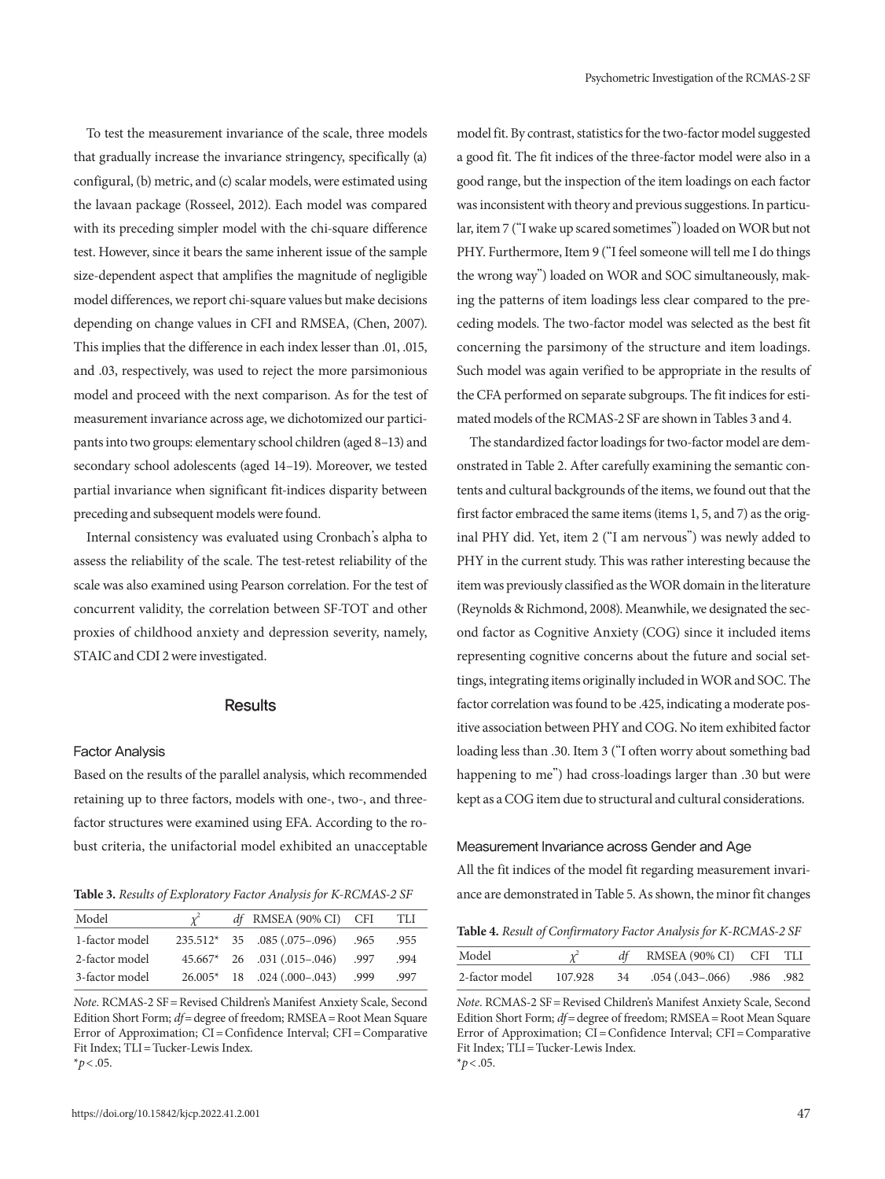To test the measurement invariance of the scale, three models that gradually increase the invariance stringency, specifically (a) configural, (b) metric, and (c) scalar models, were estimated using the lavaan package (Rosseel, 2012). Each model was compared with its preceding simpler model with the chi-square difference test. However, since it bears the same inherent issue of the sample size-dependent aspect that amplifies the magnitude of negligible model differences, we report chi-square values but make decisions depending on change values in CFI and RMSEA, (Chen, 2007). This implies that the difference in each index lesser than .01, .015, and .03, respectively, was used to reject the more parsimonious model and proceed with the next comparison. As for the test of measurement invariance across age, we dichotomized our participants into two groups: elementary school children (aged 8–13) and secondary school adolescents (aged 14–19). Moreover, we tested partial invariance when significant fit-indices disparity between preceding and subsequent models were found.

Internal consistency was evaluated using Cronbach's alpha to assess the reliability of the scale. The test-retest reliability of the scale was also examined using Pearson correlation. For the test of concurrent validity, the correlation between SF-TOT and other proxies of childhood anxiety and depression severity, namely, STAIC and CDI 2 were investigated.

## Results

### Factor Analysis

Based on the results of the parallel analysis, which recommended retaining up to three factors, models with one-, two-, and three-factor structures were examined using EFA. According to the robust criteria, the unifactorial model exhibited an unacceptable model fit. By contrast, statistics for the two-factor model suggested a good fit. The fit indices of the three-factor model were also in a good range, but the inspection of the item loadings on each factor was inconsistent with theory and previous suggestions. In particular, item 7 ("I wake up scared sometimes") loaded on WOR but not PHY. Furthermore, Item 9 ("I feel someone will tell me I do things the wrong way") loaded on WOR and SOC simultaneously, making the patterns of item loadings less clear compared to the preceding models. The two-factor model was selected as the best fit concerning the parsimony of the structure and item loadings. Such model was again verified to be appropriate in the results of the CFA performed on separate subgroups. The fit indices for estimated models of the RCMAS-2 SF are shown in Tables 3 and 4.

**Table 3.** *Results of Exploratory Factor Analysis for K-RCMAS-2 SF*

| Model | $\chi^2$ | *df* | RMSEA (90% CI) | CFI | TLI |
|---|---|---|---|---|---|
| 1-factor model | 235.512* | 35 | .085 (.075–.096) | .965 | .955 |
| 2-factor model | 45.667* | 26 | .031 (.015–.046) | .997 | .994 |
| 3-factor model | 26.005* | 18 | .024 (.000–.043) | .999 | .997 |

*Note.* RCMAS-2 SF = Revised Children's Manifest Anxiety Scale, Second Edition Short Form; *df* = degree of freedom; RMSEA = Root Mean Square Error of Approximation; CI = Confidence Interval; CFI = Comparative Fit Index; TLI = Tucker-Lewis Index.
$^*p < .05$.

The standardized factor loadings for two-factor model are demonstrated in Table 2. After carefully examining the semantic contents and cultural backgrounds of the items, we found out that the first factor embraced the same items (items 1, 5, and 7) as the original PHY did. Yet, item 2 ("I am nervous") was newly added to PHY in the current study. This was rather interesting because the item was previously classified as the WOR domain in the literature (Reynolds & Richmond, 2008). Meanwhile, we designated the second factor as Cognitive Anxiety (COG) since it included items representing cognitive concerns about the future and social settings, integrating items originally included in WOR and SOC. The factor correlation was found to be .425, indicating a moderate positive association between PHY and COG. No item exhibited factor loading less than .30. Item 3 ("I often worry about something bad happening to me") had cross-loadings larger than .30 but were kept as a COG item due to structural and cultural considerations.

### Measurement Invariance across Gender and Age

All the fit indices of the model fit regarding measurement invariance are demonstrated in Table 5. As shown, the minor fit changes

**Table 4.** *Result of Confirmatory Factor Analysis for K-RCMAS-2 SF*

| Model | $\chi^2$ | *df* | RMSEA (90% CI) | CFI | TLI |
|---|---|---|---|---|---|
| 2-factor model | 107.928 | 34 | .054 (.043–.066) | .986 | .982 |

*Note.* RCMAS-2 SF = Revised Children's Manifest Anxiety Scale, Second Edition Short Form; *df* = degree of freedom; RMSEA = Root Mean Square Error of Approximation; CI = Confidence Interval; CFI = Comparative Fit Index; TLI = Tucker-Lewis Index.
$^*p < .05$.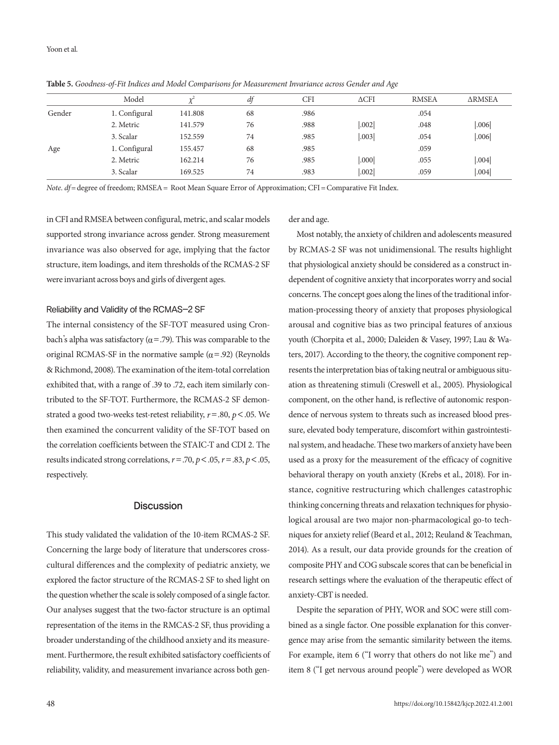**Table 5.** *Goodness-of-Fit Indices and Model Comparisons for Measurement Invariance across Gender and Age*

| | Model | $\chi^2$ | *df* | CFI | ΔCFI | RMSEA | ΔRMSEA |
|---|---|---|---|---|---|---|---|
| Gender | 1. Configural | 141.808 | 68 | .986 | | .054 | |
| | 2. Metric | 141.579 | 76 | .988 | \|.002\| | .048 | \|.006\| |
| | 3. Scalar | 152.559 | 74 | .985 | \|.003\| | .054 | \|.006\| |
| Age | 1. Configural | 155.457 | 68 | .985 | | .059 | |
| | 2. Metric | 162.214 | 76 | .985 | \|.000\| | .055 | \|.004\| |
| | 3. Scalar | 169.525 | 74 | .983 | \|.002\| | .059 | \|.004\| |

*Note. df* = degree of freedom; RMSEA = Root Mean Square Error of Approximation; CFI = Comparative Fit Index.

in CFI and RMSEA between configural, metric, and scalar models supported strong invariance across gender. Strong measurement invariance was also observed for age, implying that the factor structure, item loadings, and item thresholds of the RCMAS-2 SF were invariant across boys and girls of divergent ages.

### Reliability and Validity of the RCMAS–2 SF

The internal consistency of the SF-TOT measured using Cronbach's alpha was satisfactory ($\alpha$ = .79). This was comparable to the original RCMAS-SF in the normative sample ($\alpha$ = .92) (Reynolds & Richmond, 2008). The examination of the item-total correlation exhibited that, with a range of .39 to .72, each item similarly contributed to the SF-TOT. Furthermore, the RCMAS-2 SF demonstrated a good two-weeks test-retest reliability, $r$ = .80, $p$ < .05. We then examined the concurrent validity of the SF-TOT based on the correlation coefficients between the STAIC-T and CDI 2. The results indicated strong correlations, $r$ = .70, $p$ < .05, $r$ = .83, $p$ < .05, respectively.

## Discussion

This study validated the validation of the 10-item RCMAS-2 SF. Concerning the large body of literature that underscores cross-cultural differences and the complexity of pediatric anxiety, we explored the factor structure of the RCMAS-2 SF to shed light on the question whether the scale is solely composed of a single factor. Our analyses suggest that the two-factor structure is an optimal representation of the items in the RMCAS-2 SF, thus providing a broader understanding of the childhood anxiety and its measurement. Furthermore, the result exhibited satisfactory coefficients of reliability, validity, and measurement invariance across both gender and age.

Most notably, the anxiety of children and adolescents measured by RCMAS-2 SF was not unidimensional. The results highlight that physiological anxiety should be considered as a construct independent of cognitive anxiety that incorporates worry and social concerns. The concept goes along the lines of the traditional information-processing theory of anxiety that proposes physiological arousal and cognitive bias as two principal features of anxious youth (Chorpita et al., 2000; Daleiden & Vasey, 1997; Lau & Waters, 2017). According to the theory, the cognitive component represents the interpretation bias of taking neutral or ambiguous situation as threatening stimuli (Creswell et al., 2005). Physiological component, on the other hand, is reflective of autonomic respondence of nervous system to threats such as increased blood pressure, elevated body temperature, discomfort within gastrointestinal system, and headache. These two markers of anxiety have been used as a proxy for the measurement of the efficacy of cognitive behavioral therapy on youth anxiety (Krebs et al., 2018). For instance, cognitive restructuring which challenges catastrophic thinking concerning threats and relaxation techniques for physiological arousal are two major non-pharmacological go-to techniques for anxiety relief (Beard et al., 2012; Reuland & Teachman, 2014). As a result, our data provide grounds for the creation of composite PHY and COG subscale scores that can be beneficial in research settings where the evaluation of the therapeutic effect of anxiety-CBT is needed.

Despite the separation of PHY, WOR and SOC were still combined as a single factor. One possible explanation for this convergence may arise from the semantic similarity between the items. For example, item 6 ("I worry that others do not like me") and item 8 ("I get nervous around people") were developed as WOR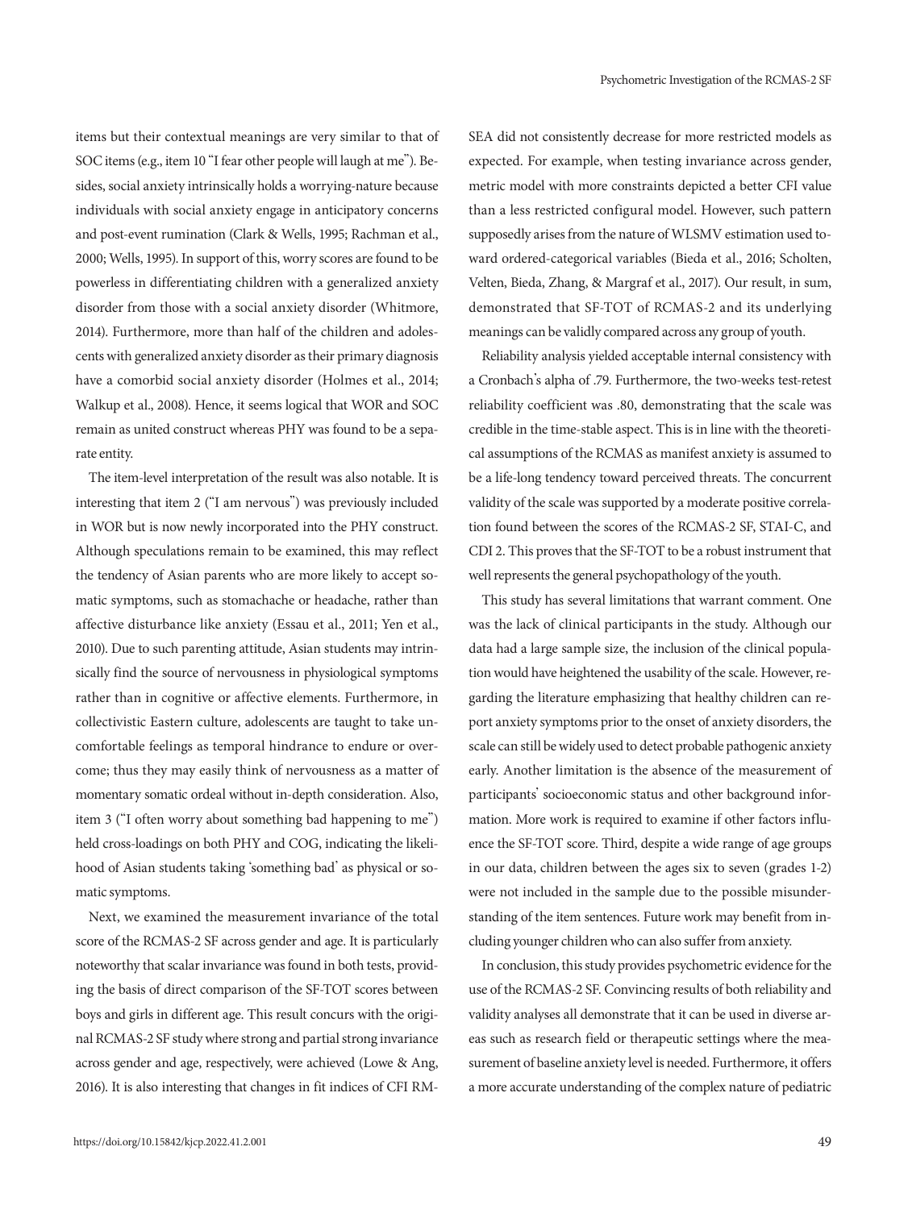items but their contextual meanings are very similar to that of SOC items (e.g., item 10 "I fear other people will laugh at me"). Besides, social anxiety intrinsically holds a worrying-nature because individuals with social anxiety engage in anticipatory concerns and post-event rumination (Clark & Wells, 1995; Rachman et al., 2000; Wells, 1995). In support of this, worry scores are found to be powerless in differentiating children with a generalized anxiety disorder from those with a social anxiety disorder (Whitmore, 2014). Furthermore, more than half of the children and adolescents with generalized anxiety disorder as their primary diagnosis have a comorbid social anxiety disorder (Holmes et al., 2014; Walkup et al., 2008). Hence, it seems logical that WOR and SOC remain as united construct whereas PHY was found to be a separate entity.

The item-level interpretation of the result was also notable. It is interesting that item 2 ("I am nervous") was previously included in WOR but is now newly incorporated into the PHY construct. Although speculations remain to be examined, this may reflect the tendency of Asian parents who are more likely to accept somatic symptoms, such as stomachache or headache, rather than affective disturbance like anxiety (Essau et al., 2011; Yen et al., 2010). Due to such parenting attitude, Asian students may intrinsically find the source of nervousness in physiological symptoms rather than in cognitive or affective elements. Furthermore, in collectivistic Eastern culture, adolescents are taught to take uncomfortable feelings as temporal hindrance to endure or overcome; thus they may easily think of nervousness as a matter of momentary somatic ordeal without in-depth consideration. Also, item 3 ("I often worry about something bad happening to me") held cross-loadings on both PHY and COG, indicating the likelihood of Asian students taking 'something bad' as physical or somatic symptoms.

Next, we examined the measurement invariance of the total score of the RCMAS-2 SF across gender and age. It is particularly noteworthy that scalar invariance was found in both tests, providing the basis of direct comparison of the SF-TOT scores between boys and girls in different age. This result concurs with the original RCMAS-2 SF study where strong and partial strong invariance across gender and age, respectively, were achieved (Lowe & Ang, 2016). It is also interesting that changes in fit indices of CFI RMSEA did not consistently decrease for more restricted models as expected. For example, when testing invariance across gender, metric model with more constraints depicted a better CFI value than a less restricted configural model. However, such pattern supposedly arises from the nature of WLSMV estimation used toward ordered-categorical variables (Bieda et al., 2016; Scholten, Velten, Bieda, Zhang, & Margraf et al., 2017). Our result, in sum, demonstrated that SF-TOT of RCMAS-2 and its underlying meanings can be validly compared across any group of youth.

Reliability analysis yielded acceptable internal consistency with a Cronbach's alpha of .79. Furthermore, the two-weeks test-retest reliability coefficient was .80, demonstrating that the scale was credible in the time-stable aspect. This is in line with the theoretical assumptions of the RCMAS as manifest anxiety is assumed to be a life-long tendency toward perceived threats. The concurrent validity of the scale was supported by a moderate positive correlation found between the scores of the RCMAS-2 SF, STAI-C, and CDI 2. This proves that the SF-TOT to be a robust instrument that well represents the general psychopathology of the youth.

This study has several limitations that warrant comment. One was the lack of clinical participants in the study. Although our data had a large sample size, the inclusion of the clinical population would have heightened the usability of the scale. However, regarding the literature emphasizing that healthy children can report anxiety symptoms prior to the onset of anxiety disorders, the scale can still be widely used to detect probable pathogenic anxiety early. Another limitation is the absence of the measurement of participants' socioeconomic status and other background information. More work is required to examine if other factors influence the SF-TOT score. Third, despite a wide range of age groups in our data, children between the ages six to seven (grades 1-2) were not included in the sample due to the possible misunderstanding of the item sentences. Future work may benefit from including younger children who can also suffer from anxiety.

In conclusion, this study provides psychometric evidence for the use of the RCMAS-2 SF. Convincing results of both reliability and validity analyses all demonstrate that it can be used in diverse areas such as research field or therapeutic settings where the measurement of baseline anxiety level is needed. Furthermore, it offers a more accurate understanding of the complex nature of pediatric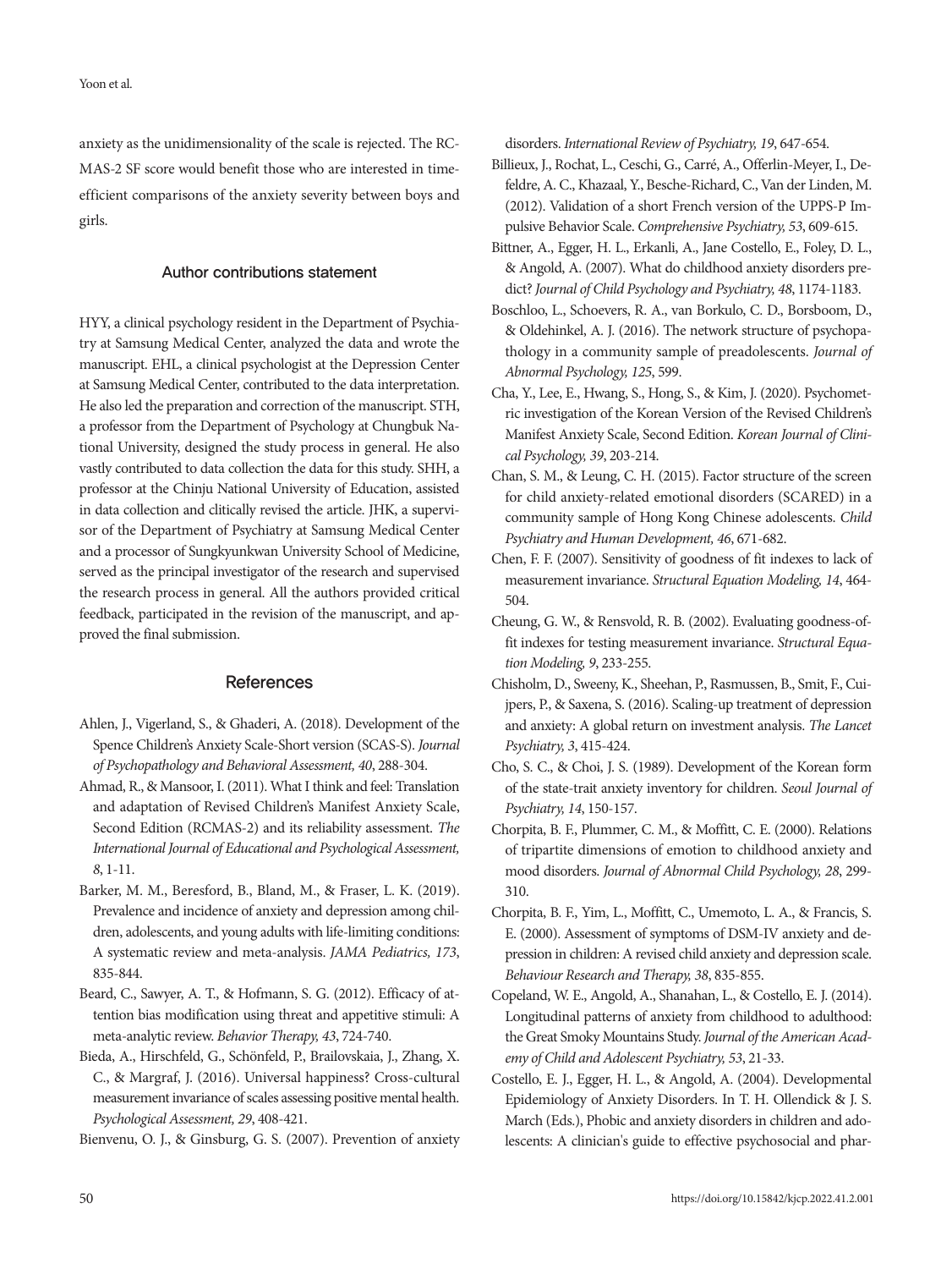anxiety as the unidimensionality of the scale is rejected. The RCMAS-2 SF score would benefit those who are interested in time-efficient comparisons of the anxiety severity between boys and girls.

## Author contributions statement

HYY, a clinical psychology resident in the Department of Psychiatry at Samsung Medical Center, analyzed the data and wrote the manuscript. EHL, a clinical psychologist at the Depression Center at Samsung Medical Center, contributed to the data interpretation. He also led the preparation and correction of the manuscript. STH, a professor from the Department of Psychology at Chungbuk National University, designed the study process in general. He also vastly contributed to data collection the data for this study. SHH, a professor at the Chinju National University of Education, assisted in data collection and clitically revised the article. JHK, a supervisor of the Department of Psychiatry at Samsung Medical Center and a processor of Sungkyunkwan University School of Medicine, served as the principal investigator of the research and supervised the research process in general. All the authors provided critical feedback, participated in the revision of the manuscript, and approved the final submission.

## References

Ahlen, J., Vigerland, S., & Ghaderi, A. (2018). Development of the Spence Children's Anxiety Scale-Short version (SCAS-S). *Journal of Psychopathology and Behavioral Assessment, 40*, 288-304.

Ahmad, R., & Mansoor, I. (2011). What I think and feel: Translation and adaptation of Revised Children's Manifest Anxiety Scale, Second Edition (RCMAS-2) and its reliability assessment. *The International Journal of Educational and Psychological Assessment, 8*, 1-11.

Barker, M. M., Beresford, B., Bland, M., & Fraser, L. K. (2019). Prevalence and incidence of anxiety and depression among children, adolescents, and young adults with life-limiting conditions: A systematic review and meta-analysis. *JAMA Pediatrics, 173*, 835-844.

Beard, C., Sawyer, A. T., & Hofmann, S. G. (2012). Efficacy of attention bias modification using threat and appetitive stimuli: A meta-analytic review. *Behavior Therapy, 43*, 724-740.

Bieda, A., Hirschfeld, G., Schönfeld, P., Brailovskaia, J., Zhang, X. C., & Margraf, J. (2016). Universal happiness? Cross-cultural measurement invariance of scales assessing positive mental health. *Psychological Assessment, 29*, 408-421.

Bienvenu, O. J., & Ginsburg, G. S. (2007). Prevention of anxiety disorders. *International Review of Psychiatry, 19*, 647-654.

Billieux, J., Rochat, L., Ceschi, G., Carré, A., Offerlin-Meyer, I., Defeldre, A. C., Khazaal, Y., Besche-Richard, C., Van der Linden, M. (2012). Validation of a short French version of the UPPS-P Impulsive Behavior Scale. *Comprehensive Psychiatry, 53*, 609-615.

Bittner, A., Egger, H. L., Erkanli, A., Jane Costello, E., Foley, D. L., & Angold, A. (2007). What do childhood anxiety disorders predict? *Journal of Child Psychology and Psychiatry, 48*, 1174-1183.

Boschloo, L., Schoevers, R. A., van Borkulo, C. D., Borsboom, D., & Oldehinkel, A. J. (2016). The network structure of psychopathology in a community sample of preadolescents. *Journal of Abnormal Psychology, 125*, 599.

Cha, Y., Lee, E., Hwang, S., Hong, S., & Kim, J. (2020). Psychometric investigation of the Korean Version of the Revised Children's Manifest Anxiety Scale, Second Edition. *Korean Journal of Clinical Psychology, 39*, 203-214.

Chan, S. M., & Leung, C. H. (2015). Factor structure of the screen for child anxiety-related emotional disorders (SCARED) in a community sample of Hong Kong Chinese adolescents. *Child Psychiatry and Human Development, 46*, 671-682.

Chen, F. F. (2007). Sensitivity of goodness of fit indexes to lack of measurement invariance. *Structural Equation Modeling, 14*, 464-504.

Cheung, G. W., & Rensvold, R. B. (2002). Evaluating goodness-of-fit indexes for testing measurement invariance. *Structural Equation Modeling, 9*, 233-255.

Chisholm, D., Sweeny, K., Sheehan, P., Rasmussen, B., Smit, F., Cuijpers, P., & Saxena, S. (2016). Scaling-up treatment of depression and anxiety: A global return on investment analysis. *The Lancet Psychiatry, 3*, 415-424.

Cho, S. C., & Choi, J. S. (1989). Development of the Korean form of the state-trait anxiety inventory for children. *Seoul Journal of Psychiatry, 14*, 150-157.

Chorpita, B. F., Plummer, C. M., & Moffitt, C. E. (2000). Relations of tripartite dimensions of emotion to childhood anxiety and mood disorders. *Journal of Abnormal Child Psychology, 28*, 299-310.

Chorpita, B. F., Yim, L., Moffitt, C., Umemoto, L. A., & Francis, S. E. (2000). Assessment of symptoms of DSM-IV anxiety and depression in children: A revised child anxiety and depression scale. *Behaviour Research and Therapy, 38*, 835-855.

Copeland, W. E., Angold, A., Shanahan, L., & Costello, E. J. (2014). Longitudinal patterns of anxiety from childhood to adulthood: the Great Smoky Mountains Study. *Journal of the American Academy of Child and Adolescent Psychiatry, 53*, 21-33.

Costello, E. J., Egger, H. L., & Angold, A. (2004). Developmental Epidemiology of Anxiety Disorders. In T. H. Ollendick & J. S. March (Eds.), Phobic and anxiety disorders in children and adolescents: A clinician's guide to effective psychosocial and phar-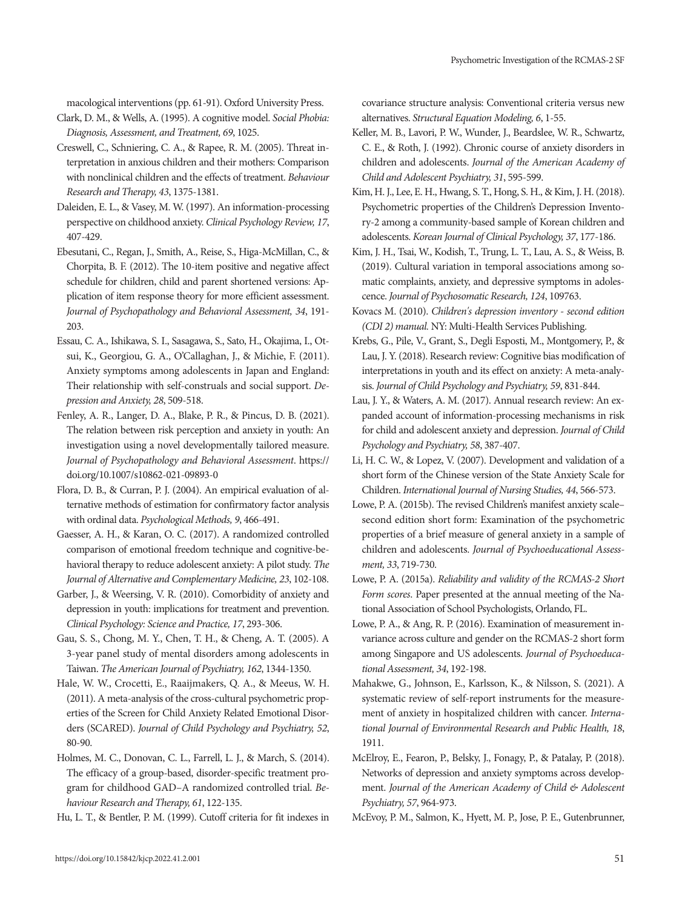macological interventions (pp. 61-91). Oxford University Press.

Clark, D. M., & Wells, A. (1995). A cognitive model. *Social Phobia: Diagnosis, Assessment, and Treatment, 69*, 1025.

Creswell, C., Schniering, C. A., & Rapee, R. M. (2005). Threat interpretation in anxious children and their mothers: Comparison with nonclinical children and the effects of treatment. *Behaviour Research and Therapy, 43*, 1375-1381.

Daleiden, E. L., & Vasey, M. W. (1997). An information-processing perspective on childhood anxiety. *Clinical Psychology Review, 17*, 407-429.

Ebesutani, C., Regan, J., Smith, A., Reise, S., Higa-McMillan, C., & Chorpita, B. F. (2012). The 10-item positive and negative affect schedule for children, child and parent shortened versions: Application of item response theory for more efficient assessment. *Journal of Psychopathology and Behavioral Assessment, 34*, 191-203.

Essau, C. A., Ishikawa, S. I., Sasagawa, S., Sato, H., Okajima, I., Otsui, K., Georgiou, G. A., O'Callaghan, J., & Michie, F. (2011). Anxiety symptoms among adolescents in Japan and England: Their relationship with self-construals and social support. *Depression and Anxiety, 28*, 509-518.

Fenley, A. R., Langer, D. A., Blake, P. R., & Pincus, D. B. (2021). The relation between risk perception and anxiety in youth: An investigation using a novel developmentally tailored measure. *Journal of Psychopathology and Behavioral Assessment*. https://doi.org/10.1007/s10862-021-09893-0

Flora, D. B., & Curran, P. J. (2004). An empirical evaluation of alternative methods of estimation for confirmatory factor analysis with ordinal data. *Psychological Methods, 9*, 466-491.

Gaesser, A. H., & Karan, O. C. (2017). A randomized controlled comparison of emotional freedom technique and cognitive-behavioral therapy to reduce adolescent anxiety: A pilot study. *The Journal of Alternative and Complementary Medicine, 23*, 102-108.

Garber, J., & Weersing, V. R. (2010). Comorbidity of anxiety and depression in youth: implications for treatment and prevention. *Clinical Psychology: Science and Practice, 17*, 293-306.

Gau, S. S., Chong, M. Y., Chen, T. H., & Cheng, A. T. (2005). A 3-year panel study of mental disorders among adolescents in Taiwan. *The American Journal of Psychiatry, 162*, 1344-1350.

Hale, W. W., Crocetti, E., Raaijmakers, Q. A., & Meeus, W. H. (2011). A meta-analysis of the cross-cultural psychometric properties of the Screen for Child Anxiety Related Emotional Disorders (SCARED). *Journal of Child Psychology and Psychiatry, 52*, 80-90.

Holmes, M. C., Donovan, C. L., Farrell, L. J., & March, S. (2014). The efficacy of a group-based, disorder-specific treatment program for childhood GAD–A randomized controlled trial. *Behaviour Research and Therapy, 61*, 122-135.

Hu, L. T., & Bentler, P. M. (1999). Cutoff criteria for fit indexes in covariance structure analysis: Conventional criteria versus new alternatives. *Structural Equation Modeling, 6*, 1-55.

Keller, M. B., Lavori, P. W., Wunder, J., Beardslee, W. R., Schwartz, C. E., & Roth, J. (1992). Chronic course of anxiety disorders in children and adolescents. *Journal of the American Academy of Child and Adolescent Psychiatry, 31*, 595-599.

Kim, H. J., Lee, E. H., Hwang, S. T., Hong, S. H., & Kim, J. H. (2018). Psychometric properties of the Children's Depression Inventory-2 among a community-based sample of Korean children and adolescents. *Korean Journal of Clinical Psychology, 37*, 177-186.

Kim, J. H., Tsai, W., Kodish, T., Trung, L. T., Lau, A. S., & Weiss, B. (2019). Cultural variation in temporal associations among somatic complaints, anxiety, and depressive symptoms in adolescence. *Journal of Psychosomatic Research, 124*, 109763.

Kovacs M. (2010). *Children's depression inventory - second edition (CDI 2) manual.* NY: Multi-Health Services Publishing.

Krebs, G., Pile, V., Grant, S., Degli Esposti, M., Montgomery, P., & Lau, J. Y. (2018). Research review: Cognitive bias modification of interpretations in youth and its effect on anxiety: A meta-analysis. *Journal of Child Psychology and Psychiatry, 59*, 831-844.

Lau, J. Y., & Waters, A. M. (2017). Annual research review: An expanded account of information-processing mechanisms in risk for child and adolescent anxiety and depression. *Journal of Child Psychology and Psychiatry, 58*, 387-407.

Li, H. C. W., & Lopez, V. (2007). Development and validation of a short form of the Chinese version of the State Anxiety Scale for Children. *International Journal of Nursing Studies, 44*, 566-573.

Lowe, P. A. (2015b). The revised Children's manifest anxiety scale–second edition short form: Examination of the psychometric properties of a brief measure of general anxiety in a sample of children and adolescents. *Journal of Psychoeducational Assessment, 33*, 719-730.

Lowe, P. A. (2015a). *Reliability and validity of the RCMAS-2 Short Form scores.* Paper presented at the annual meeting of the National Association of School Psychologists, Orlando, FL.

Lowe, P. A., & Ang, R. P. (2016). Examination of measurement invariance across culture and gender on the RCMAS-2 short form among Singapore and US adolescents. *Journal of Psychoeducational Assessment, 34*, 192-198.

Mahakwe, G., Johnson, E., Karlsson, K., & Nilsson, S. (2021). A systematic review of self-report instruments for the measurement of anxiety in hospitalized children with cancer. *International Journal of Environmental Research and Public Health, 18*, 1911.

McElroy, E., Fearon, P., Belsky, J., Fonagy, P., & Patalay, P. (2018). Networks of depression and anxiety symptoms across development. *Journal of the American Academy of Child & Adolescent Psychiatry, 57*, 964-973.

McEvoy, P. M., Salmon, K., Hyett, M. P., Jose, P. E., Gutenbrunner,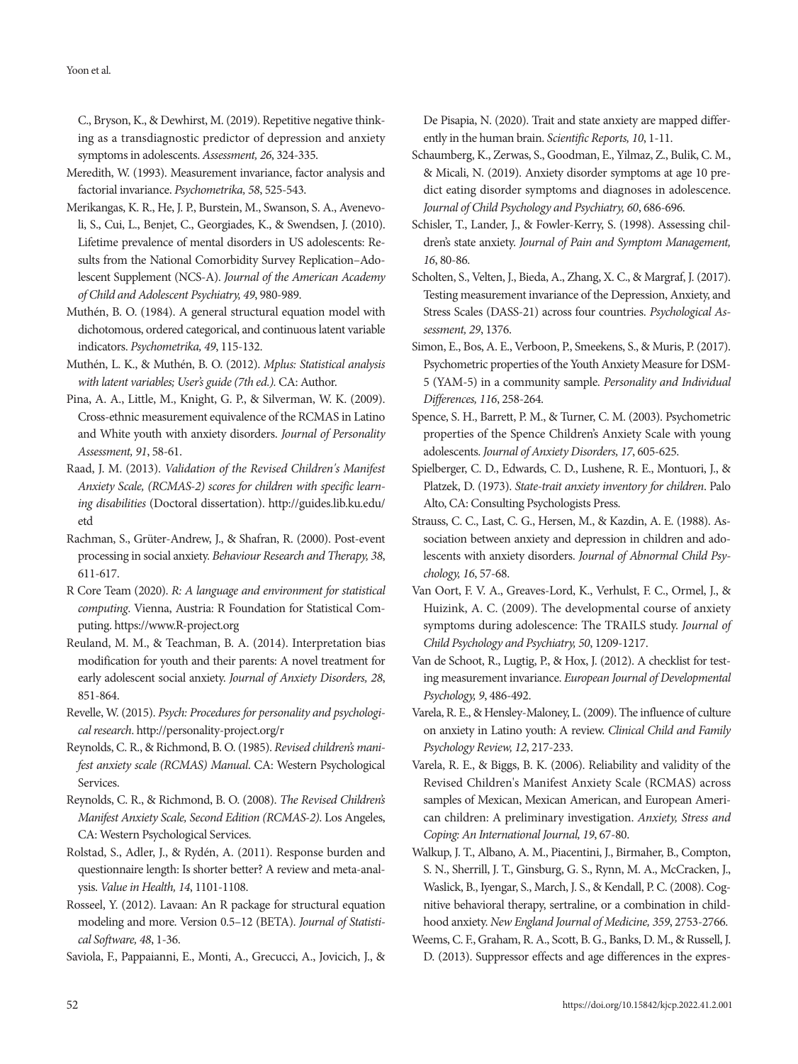C., Bryson, K., & Dewhirst, M. (2019). Repetitive negative thinking as a transdiagnostic predictor of depression and anxiety symptoms in adolescents. *Assessment, 26*, 324-335.

Meredith, W. (1993). Measurement invariance, factor analysis and factorial invariance. *Psychometrika, 58*, 525-543.

Merikangas, K. R., He, J. P., Burstein, M., Swanson, S. A., Avenevoli, S., Cui, L., Benjet, C., Georgiades, K., & Swendsen, J. (2010). Lifetime prevalence of mental disorders in US adolescents: Results from the National Comorbidity Survey Replication–Adolescent Supplement (NCS-A). *Journal of the American Academy of Child and Adolescent Psychiatry, 49*, 980-989.

Muthén, B. O. (1984). A general structural equation model with dichotomous, ordered categorical, and continuous latent variable indicators. *Psychometrika, 49*, 115-132.

Muthén, L. K., & Muthén, B. O. (2012). *Mplus: Statistical analysis with latent variables; User's guide (7th ed.)*. CA: Author.

Pina, A. A., Little, M., Knight, G. P., & Silverman, W. K. (2009). Cross-ethnic measurement equivalence of the RCMAS in Latino and White youth with anxiety disorders. *Journal of Personality Assessment, 91*, 58-61.

Raad, J. M. (2013). *Validation of the Revised Children's Manifest Anxiety Scale, (RCMAS-2) scores for children with specific learning disabilities* (Doctoral dissertation). http://guides.lib.ku.edu/etd

Rachman, S., Grüter-Andrew, J., & Shafran, R. (2000). Post-event processing in social anxiety. *Behaviour Research and Therapy, 38*, 611-617.

R Core Team (2020). *R: A language and environment for statistical computing*. Vienna, Austria: R Foundation for Statistical Computing. https://www.R-project.org

Reuland, M. M., & Teachman, B. A. (2014). Interpretation bias modification for youth and their parents: A novel treatment for early adolescent social anxiety. *Journal of Anxiety Disorders, 28*, 851-864.

Revelle, W. (2015). *Psych: Procedures for personality and psychological research*. http://personality-project.org/r

Reynolds, C. R., & Richmond, B. O. (1985). *Revised children's manifest anxiety scale (RCMAS) Manual*. CA: Western Psychological Services.

Reynolds, C. R., & Richmond, B. O. (2008). *The Revised Children's Manifest Anxiety Scale, Second Edition (RCMAS-2)*. Los Angeles, CA: Western Psychological Services.

Rolstad, S., Adler, J., & Rydén, A. (2011). Response burden and questionnaire length: Is shorter better? A review and meta-analysis. *Value in Health, 14*, 1101-1108.

Rosseel, Y. (2012). Lavaan: An R package for structural equation modeling and more. Version 0.5–12 (BETA). *Journal of Statistical Software, 48*, 1-36.

Saviola, F., Pappaianni, E., Monti, A., Grecucci, A., Jovicich, J., & De Pisapia, N. (2020). Trait and state anxiety are mapped differently in the human brain. *Scientific Reports, 10*, 1-11.

Schaumberg, K., Zerwas, S., Goodman, E., Yilmaz, Z., Bulik, C. M., & Micali, N. (2019). Anxiety disorder symptoms at age 10 predict eating disorder symptoms and diagnoses in adolescence. *Journal of Child Psychology and Psychiatry, 60*, 686-696.

Schisler, T., Lander, J., & Fowler-Kerry, S. (1998). Assessing children's state anxiety. *Journal of Pain and Symptom Management, 16*, 80-86.

Scholten, S., Velten, J., Bieda, A., Zhang, X. C., & Margraf, J. (2017). Testing measurement invariance of the Depression, Anxiety, and Stress Scales (DASS-21) across four countries. *Psychological Assessment, 29*, 1376.

Simon, E., Bos, A. E., Verboon, P., Smeekens, S., & Muris, P. (2017). Psychometric properties of the Youth Anxiety Measure for DSM-5 (YAM-5) in a community sample. *Personality and Individual Differences, 116*, 258-264.

Spence, S. H., Barrett, P. M., & Turner, C. M. (2003). Psychometric properties of the Spence Children's Anxiety Scale with young adolescents. *Journal of Anxiety Disorders, 17*, 605-625.

Spielberger, C. D., Edwards, C. D., Lushene, R. E., Montuori, J., & Platzek, D. (1973). *State-trait anxiety inventory for children*. Palo Alto, CA: Consulting Psychologists Press.

Strauss, C. C., Last, C. G., Hersen, M., & Kazdin, A. E. (1988). Association between anxiety and depression in children and adolescents with anxiety disorders. *Journal of Abnormal Child Psychology, 16*, 57-68.

Van Oort, F. V. A., Greaves-Lord, K., Verhulst, F. C., Ormel, J., & Huizink, A. C. (2009). The developmental course of anxiety symptoms during adolescence: The TRAILS study. *Journal of Child Psychology and Psychiatry, 50*, 1209-1217.

Van de Schoot, R., Lugtig, P., & Hox, J. (2012). A checklist for testing measurement invariance. *European Journal of Developmental Psychology, 9*, 486-492.

Varela, R. E., & Hensley-Maloney, L. (2009). The influence of culture on anxiety in Latino youth: A review. *Clinical Child and Family Psychology Review, 12*, 217-233.

Varela, R. E., & Biggs, B. K. (2006). Reliability and validity of the Revised Children's Manifest Anxiety Scale (RCMAS) across samples of Mexican, Mexican American, and European American children: A preliminary investigation. *Anxiety, Stress and Coping: An International Journal, 19*, 67-80.

Walkup, J. T., Albano, A. M., Piacentini, J., Birmaher, B., Compton, S. N., Sherrill, J. T., Ginsburg, G. S., Rynn, M. A., McCracken, J., Waslick, B., Iyengar, S., March, J. S., & Kendall, P. C. (2008). Cognitive behavioral therapy, sertraline, or a combination in childhood anxiety. *New England Journal of Medicine, 359*, 2753-2766.

Weems, C. F., Graham, R. A., Scott, B. G., Banks, D. M., & Russell, J. D. (2013). Suppressor effects and age differences in the expres-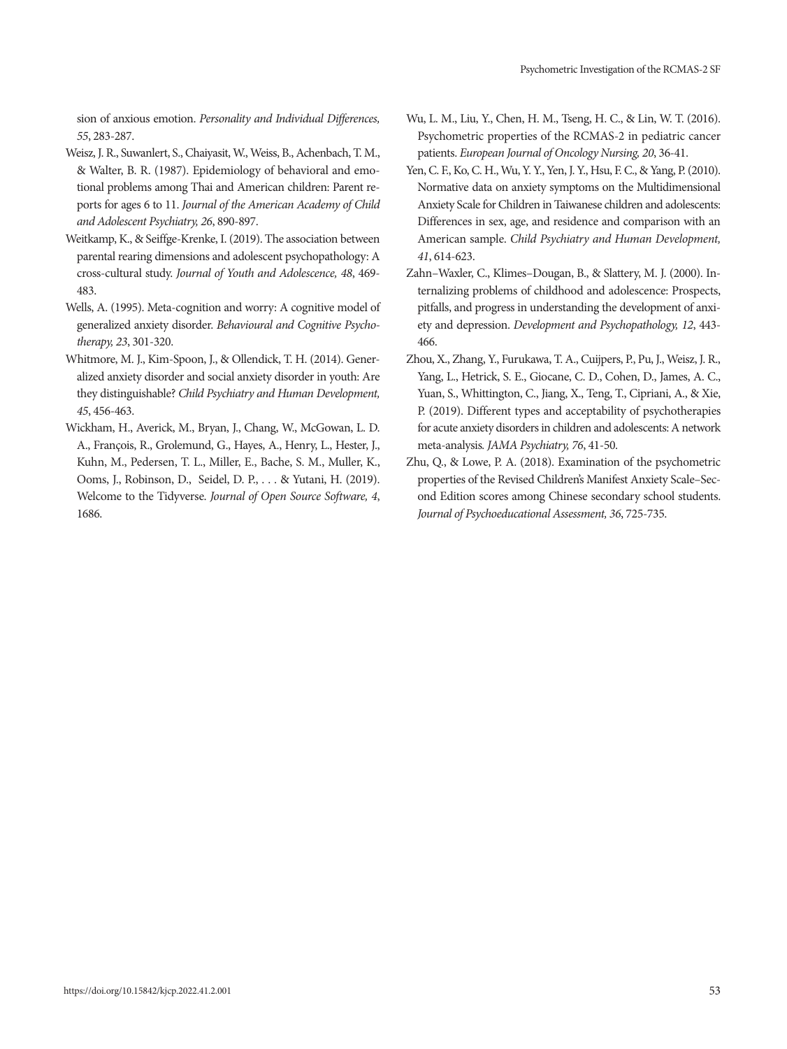sion of anxious emotion. *Personality and Individual Differences, 55*, 283-287.

Weisz, J. R., Suwanlert, S., Chaiyasit, W., Weiss, B., Achenbach, T. M., & Walter, B. R. (1987). Epidemiology of behavioral and emotional problems among Thai and American children: Parent reports for ages 6 to 11. *Journal of the American Academy of Child and Adolescent Psychiatry, 26*, 890-897.

Weitkamp, K., & Seiffge-Krenke, I. (2019). The association between parental rearing dimensions and adolescent psychopathology: A cross-cultural study. *Journal of Youth and Adolescence, 48*, 469-483.

Wells, A. (1995). Meta-cognition and worry: A cognitive model of generalized anxiety disorder. *Behavioural and Cognitive Psychotherapy, 23*, 301-320.

Whitmore, M. J., Kim-Spoon, J., & Ollendick, T. H. (2014). Generalized anxiety disorder and social anxiety disorder in youth: Are they distinguishable? *Child Psychiatry and Human Development, 45*, 456-463.

Wickham, H., Averick, M., Bryan, J., Chang, W., McGowan, L. D. A., François, R., Grolemund, G., Hayes, A., Henry, L., Hester, J., Kuhn, M., Pedersen, T. L., Miller, E., Bache, S. M., Muller, K., Ooms, J., Robinson, D., Seidel, D. P., . . . & Yutani, H. (2019). Welcome to the Tidyverse. *Journal of Open Source Software, 4*, 1686.

Wu, L. M., Liu, Y., Chen, H. M., Tseng, H. C., & Lin, W. T. (2016). Psychometric properties of the RCMAS-2 in pediatric cancer patients. *European Journal of Oncology Nursing, 20*, 36-41.

Yen, C. F., Ko, C. H., Wu, Y. Y., Yen, J. Y., Hsu, F. C., & Yang, P. (2010). Normative data on anxiety symptoms on the Multidimensional Anxiety Scale for Children in Taiwanese children and adolescents: Differences in sex, age, and residence and comparison with an American sample. *Child Psychiatry and Human Development, 41*, 614-623.

Zahn–Waxler, C., Klimes–Dougan, B., & Slattery, M. J. (2000). Internalizing problems of childhood and adolescence: Prospects, pitfalls, and progress in understanding the development of anxiety and depression. *Development and Psychopathology, 12*, 443-466.

Zhou, X., Zhang, Y., Furukawa, T. A., Cuijpers, P., Pu, J., Weisz, J. R., Yang, L., Hetrick, S. E., Giocane, C. D., Cohen, D., James, A. C., Yuan, S., Whittington, C., Jiang, X., Teng, T., Cipriani, A., & Xie, P. (2019). Different types and acceptability of psychotherapies for acute anxiety disorders in children and adolescents: A network meta-analysis. *JAMA Psychiatry, 76*, 41-50.

Zhu, Q., & Lowe, P. A. (2018). Examination of the psychometric properties of the Revised Children's Manifest Anxiety Scale–Second Edition scores among Chinese secondary school students. *Journal of Psychoeducational Assessment, 36*, 725-735.